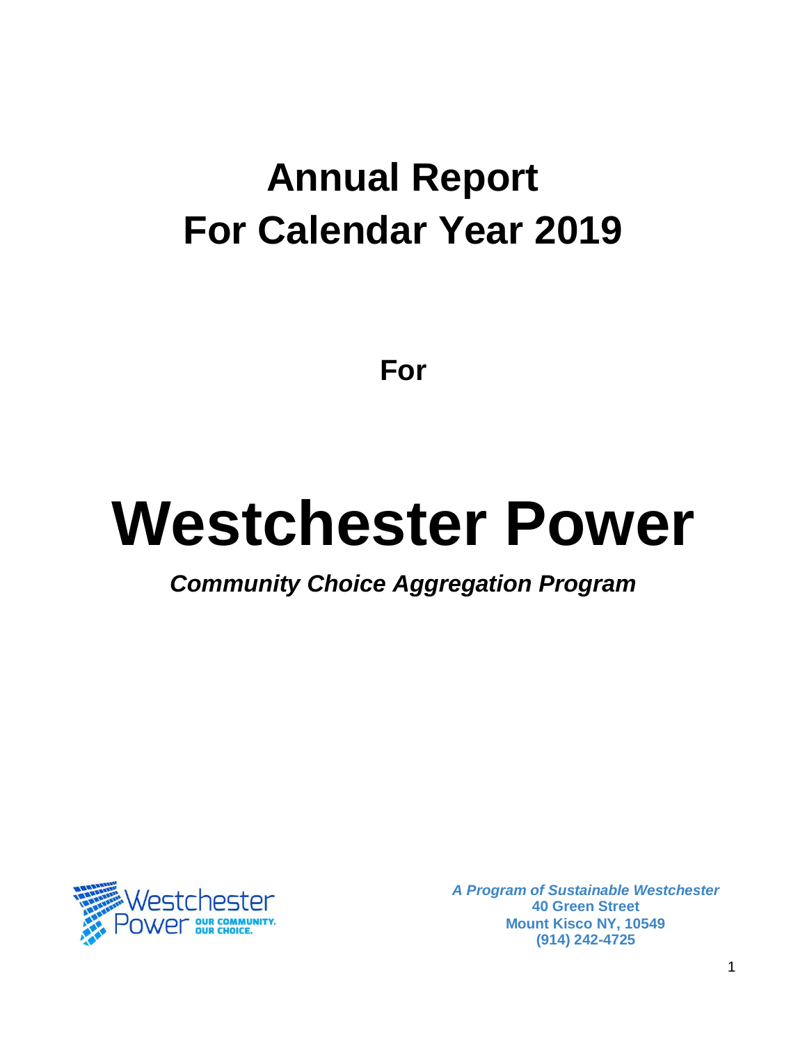# Annual Report
# For Calendar Year 2019

**For**

# Westchester Power

***Community Choice Aggregation Program***

***A Program of Sustainable Westchester***
**40 Green Street**
**Mount Kisco NY, 10549**
**(914) 242-4725**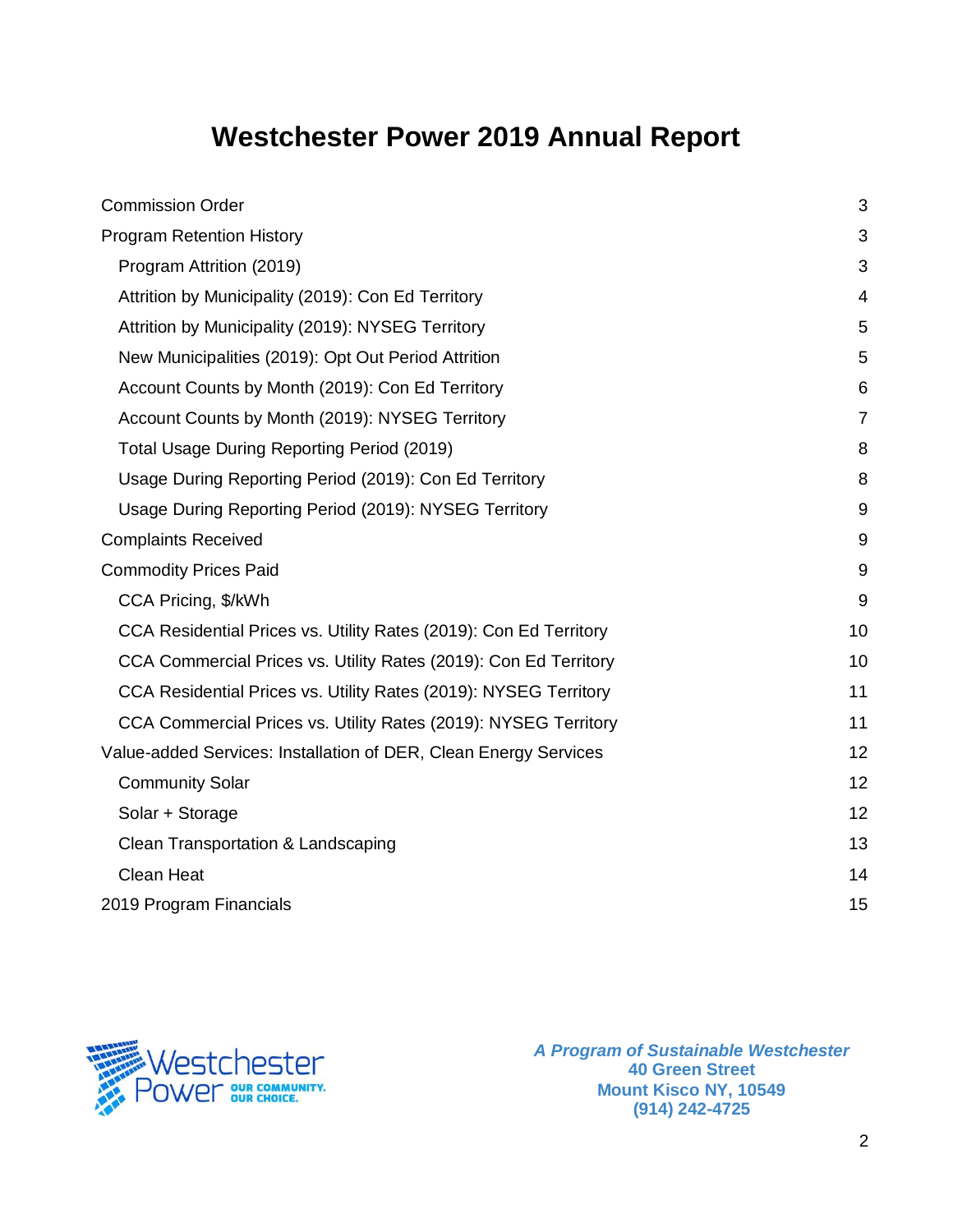# Westchester Power 2019 Annual Report

- Commission Order 3
- Program Retention History 3
  - Program Attrition (2019) 3
  - Attrition by Municipality (2019): Con Ed Territory 4
  - Attrition by Municipality (2019): NYSEG Territory 5
  - New Municipalities (2019): Opt Out Period Attrition 5
  - Account Counts by Month (2019): Con Ed Territory 6
  - Account Counts by Month (2019): NYSEG Territory 7
  - Total Usage During Reporting Period (2019) 8
  - Usage During Reporting Period (2019): Con Ed Territory 8
  - Usage During Reporting Period (2019): NYSEG Territory 9
- Complaints Received 9
- Commodity Prices Paid 9
  - CCA Pricing, $/kWh 9
  - CCA Residential Prices vs. Utility Rates (2019): Con Ed Territory 10
  - CCA Commercial Prices vs. Utility Rates (2019): Con Ed Territory 10
  - CCA Residential Prices vs. Utility Rates (2019): NYSEG Territory 11
  - CCA Commercial Prices vs. Utility Rates (2019): NYSEG Territory 11
- Value-added Services: Installation of DER, Clean Energy Services 12
  - Community Solar 12
  - Solar + Storage 12
  - Clean Transportation & Landscaping 13
  - Clean Heat 14
- 2019 Program Financials 15

Westchester Power OUR COMMUNITY. OUR CHOICE.

***A Program of Sustainable Westchester***
**40 Green Street**
**Mount Kisco NY, 10549**
**(914) 242-4725**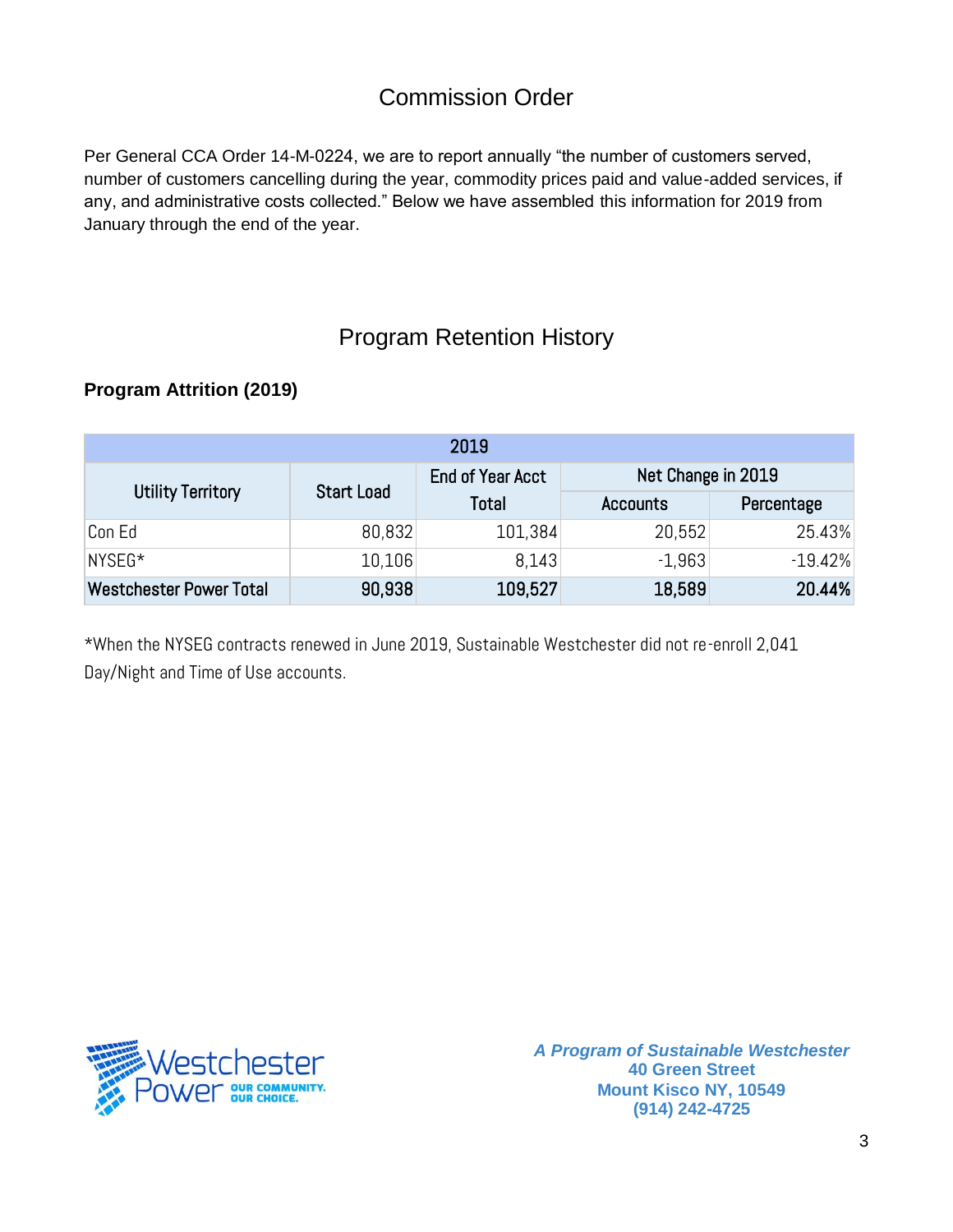# Commission Order

Per General CCA Order 14-M-0224, we are to report annually "the number of customers served, number of customers cancelling during the year, commodity prices paid and value-added services, if any, and administrative costs collected." Below we have assembled this information for 2019 from January through the end of the year.

# Program Retention History

**Program Attrition (2019)**

| 2019 | | | | |
|---|---|---|---|---|
| Utility Territory | Start Load | End of Year Acct Total | Net Change in 2019 | |
| | | | Accounts | Percentage |
| Con Ed | 80,832 | 101,384 | 20,552 | 25.43% |
| NYSEG* | 10,106 | 8,143 | -1,963 | -19.42% |
| **Westchester Power Total** | **90,938** | **109,527** | **18,589** | **20.44%** |

*When the NYSEG contracts renewed in June 2019, Sustainable Westchester did not re-enroll 2,041 Day/Night and Time of Use accounts.

Westchester Power OUR COMMUNITY. OUR CHOICE.

*A Program of Sustainable Westchester*
**40 Green Street**
**Mount Kisco NY, 10549**
**(914) 242-4725**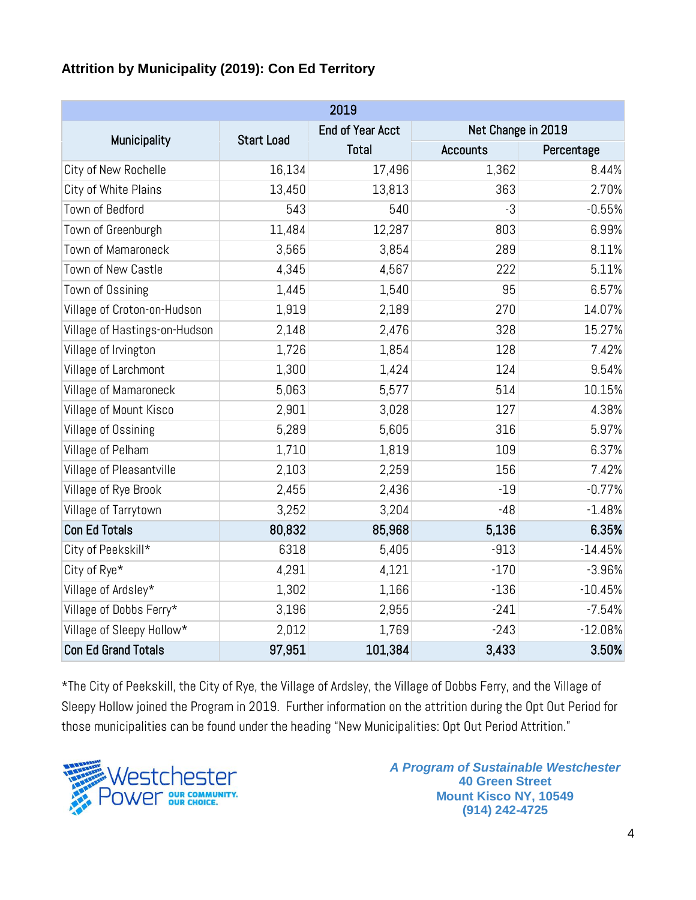### Attrition by Municipality (2019): Con Ed Territory

| Municipality | Start Load | End of Year Acct Total | Net Change in 2019 | |
|---|---|---|---|---|
| | | | Accounts | Percentage |
| City of New Rochelle | 16,134 | 17,496 | 1,362 | 8.44% |
| City of White Plains | 13,450 | 13,813 | 363 | 2.70% |
| Town of Bedford | 543 | 540 | -3 | -0.55% |
| Town of Greenburgh | 11,484 | 12,287 | 803 | 6.99% |
| Town of Mamaroneck | 3,565 | 3,854 | 289 | 8.11% |
| Town of New Castle | 4,345 | 4,567 | 222 | 5.11% |
| Town of Ossining | 1,445 | 1,540 | 95 | 6.57% |
| Village of Croton-on-Hudson | 1,919 | 2,189 | 270 | 14.07% |
| Village of Hastings-on-Hudson | 2,148 | 2,476 | 328 | 15.27% |
| Village of Irvington | 1,726 | 1,854 | 128 | 7.42% |
| Village of Larchmont | 1,300 | 1,424 | 124 | 9.54% |
| Village of Mamaroneck | 5,063 | 5,577 | 514 | 10.15% |
| Village of Mount Kisco | 2,901 | 3,028 | 127 | 4.38% |
| Village of Ossining | 5,289 | 5,605 | 316 | 5.97% |
| Village of Pelham | 1,710 | 1,819 | 109 | 6.37% |
| Village of Pleasantville | 2,103 | 2,259 | 156 | 7.42% |
| Village of Rye Brook | 2,455 | 2,436 | -19 | -0.77% |
| Village of Tarrytown | 3,252 | 3,204 | -48 | -1.48% |
| **Con Ed Totals** | **80,832** | **85,968** | **5,136** | **6.35%** |
| City of Peekskill* | 6318 | 5,405 | -913 | -14.45% |
| City of Rye* | 4,291 | 4,121 | -170 | -3.96% |
| Village of Ardsley* | 1,302 | 1,166 | -136 | -10.45% |
| Village of Dobbs Ferry* | 3,196 | 2,955 | -241 | -7.54% |
| Village of Sleepy Hollow* | 2,012 | 1,769 | -243 | -12.08% |
| **Con Ed Grand Totals** | **97,951** | **101,384** | **3,433** | **3.50%** |

*The City of Peekskill, the City of Rye, the Village of Ardsley, the Village of Dobbs Ferry, and the Village of Sleepy Hollow joined the Program in 2019. Further information on the attrition during the Opt Out Period for those municipalities can be found under the heading "New Municipalities: Opt Out Period Attrition."

Westchester Power OUR COMMUNITY. OUR CHOICE.

*A Program of Sustainable Westchester*
40 Green Street
Mount Kisco NY, 10549
(914) 242-4725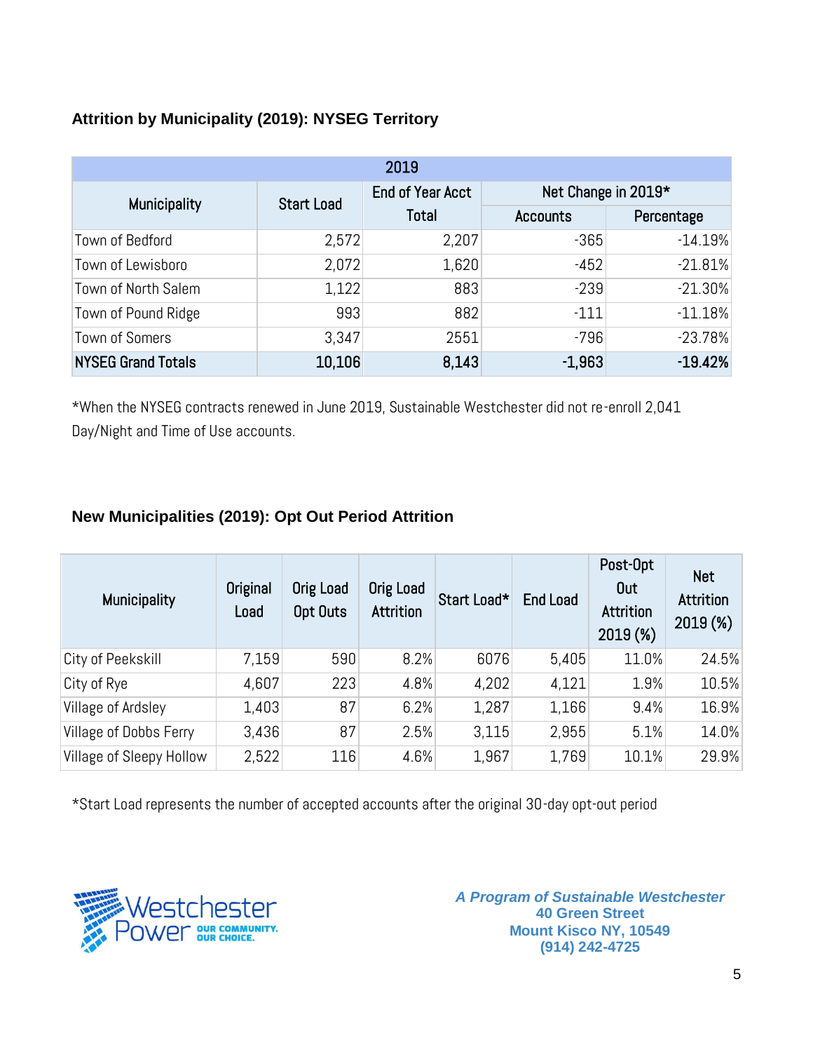### Attrition by Municipality (2019): NYSEG Territory

| 2019 | | | | |
|---|---|---|---|---|
| Municipality | Start Load | End of Year Acct Total | Net Change in 2019* | |
| | | | Accounts | Percentage |
| Town of Bedford | 2,572 | 2,207 | -365 | -14.19% |
| Town of Lewisboro | 2,072 | 1,620 | -452 | -21.81% |
| Town of North Salem | 1,122 | 883 | -239 | -21.30% |
| Town of Pound Ridge | 993 | 882 | -111 | -11.18% |
| Town of Somers | 3,347 | 2551 | -796 | -23.78% |
| **NYSEG Grand Totals** | **10,106** | **8,143** | **-1,963** | **-19.42%** |

*When the NYSEG contracts renewed in June 2019, Sustainable Westchester did not re-enroll 2,041 Day/Night and Time of Use accounts.

### New Municipalities (2019): Opt Out Period Attrition

| Municipality | Original Load | Orig Load Opt Outs | Orig Load Attrition | Start Load* | End Load | Post-Opt Out Attrition 2019 (%) | Net Attrition 2019 (%) |
|---|---|---|---|---|---|---|---|
| City of Peekskill | 7,159 | 590 | 8.2% | 6076 | 5,405 | 11.0% | 24.5% |
| City of Rye | 4,607 | 223 | 4.8% | 4,202 | 4,121 | 1.9% | 10.5% |
| Village of Ardsley | 1,403 | 87 | 6.2% | 1,287 | 1,166 | 9.4% | 16.9% |
| Village of Dobbs Ferry | 3,436 | 87 | 2.5% | 3,115 | 2,955 | 5.1% | 14.0% |
| Village of Sleepy Hollow | 2,522 | 116 | 4.6% | 1,967 | 1,769 | 10.1% | 29.9% |

*Start Load represents the number of accepted accounts after the original 30-day opt-out period

Westchester Power OUR COMMUNITY. OUR CHOICE.

*A Program of Sustainable Westchester*
**40 Green Street**
**Mount Kisco NY, 10549**
**(914) 242-4725**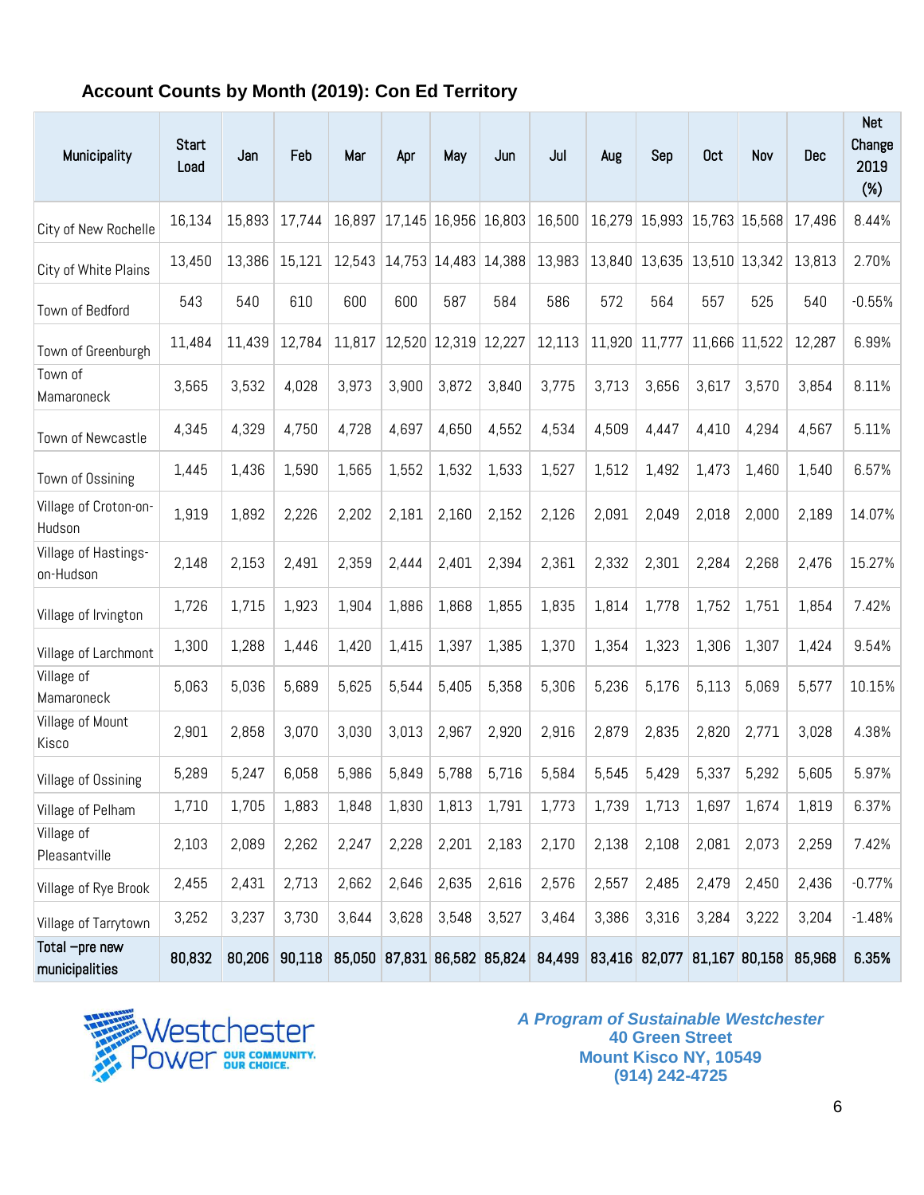### Account Counts by Month (2019): Con Ed Territory

| Municipality | Start Load | Jan | Feb | Mar | Apr | May | Jun | Jul | Aug | Sep | Oct | Nov | Dec | Net Change 2019 (%) |
|---|---|---|---|---|---|---|---|---|---|---|---|---|---|---|
| City of New Rochelle | 16,134 | 15,893 | 17,744 | 16,897 | 17,145 | 16,956 | 16,803 | 16,500 | 16,279 | 15,993 | 15,763 | 15,568 | 17,496 | 8.44% |
| City of White Plains | 13,450 | 13,386 | 15,121 | 12,543 | 14,753 | 14,483 | 14,388 | 13,983 | 13,840 | 13,635 | 13,510 | 13,342 | 13,813 | 2.70% |
| Town of Bedford | 543 | 540 | 610 | 600 | 600 | 587 | 584 | 586 | 572 | 564 | 557 | 525 | 540 | -0.55% |
| Town of Greenburgh | 11,484 | 11,439 | 12,784 | 11,817 | 12,520 | 12,319 | 12,227 | 12,113 | 11,920 | 11,777 | 11,666 | 11,522 | 12,287 | 6.99% |
| Town of Mamaroneck | 3,565 | 3,532 | 4,028 | 3,973 | 3,900 | 3,872 | 3,840 | 3,775 | 3,713 | 3,656 | 3,617 | 3,570 | 3,854 | 8.11% |
| Town of Newcastle | 4,345 | 4,329 | 4,750 | 4,728 | 4,697 | 4,650 | 4,552 | 4,534 | 4,509 | 4,447 | 4,410 | 4,294 | 4,567 | 5.11% |
| Town of Ossining | 1,445 | 1,436 | 1,590 | 1,565 | 1,552 | 1,532 | 1,533 | 1,527 | 1,512 | 1,492 | 1,473 | 1,460 | 1,540 | 6.57% |
| Village of Croton-on-Hudson | 1,919 | 1,892 | 2,226 | 2,202 | 2,181 | 2,160 | 2,152 | 2,126 | 2,091 | 2,049 | 2,018 | 2,000 | 2,189 | 14.07% |
| Village of Hastings-on-Hudson | 2,148 | 2,153 | 2,491 | 2,359 | 2,444 | 2,401 | 2,394 | 2,361 | 2,332 | 2,301 | 2,284 | 2,268 | 2,476 | 15.27% |
| Village of Irvington | 1,726 | 1,715 | 1,923 | 1,904 | 1,886 | 1,868 | 1,855 | 1,835 | 1,814 | 1,778 | 1,752 | 1,751 | 1,854 | 7.42% |
| Village of Larchmont | 1,300 | 1,288 | 1,446 | 1,420 | 1,415 | 1,397 | 1,385 | 1,370 | 1,354 | 1,323 | 1,306 | 1,307 | 1,424 | 9.54% |
| Village of Mamaroneck | 5,063 | 5,036 | 5,689 | 5,625 | 5,544 | 5,405 | 5,358 | 5,306 | 5,236 | 5,176 | 5,113 | 5,069 | 5,577 | 10.15% |
| Village of Mount Kisco | 2,901 | 2,858 | 3,070 | 3,030 | 3,013 | 2,967 | 2,920 | 2,916 | 2,879 | 2,835 | 2,820 | 2,771 | 3,028 | 4.38% |
| Village of Ossining | 5,289 | 5,247 | 6,058 | 5,986 | 5,849 | 5,788 | 5,716 | 5,584 | 5,545 | 5,429 | 5,337 | 5,292 | 5,605 | 5.97% |
| Village of Pelham | 1,710 | 1,705 | 1,883 | 1,848 | 1,830 | 1,813 | 1,791 | 1,773 | 1,739 | 1,713 | 1,697 | 1,674 | 1,819 | 6.37% |
| Village of Pleasantville | 2,103 | 2,089 | 2,262 | 2,247 | 2,228 | 2,201 | 2,183 | 2,170 | 2,138 | 2,108 | 2,081 | 2,073 | 2,259 | 7.42% |
| Village of Rye Brook | 2,455 | 2,431 | 2,713 | 2,662 | 2,646 | 2,635 | 2,616 | 2,576 | 2,557 | 2,485 | 2,479 | 2,450 | 2,436 | -0.77% |
| Village of Tarrytown | 3,252 | 3,237 | 3,730 | 3,644 | 3,628 | 3,548 | 3,527 | 3,464 | 3,386 | 3,316 | 3,284 | 3,222 | 3,204 | -1.48% |
| **Total –pre new municipalities** | **80,832** | **80,206** | **90,118** | **85,050** | **87,831** | **86,582** | **85,824** | **84,499** | **83,416** | **82,077** | **81,167** | **80,158** | **85,968** | **6.35%** |

Westchester Power OUR COMMUNITY. OUR CHOICE.

***A Program of Sustainable Westchester***
**40 Green Street**
**Mount Kisco NY, 10549**
**(914) 242-4725**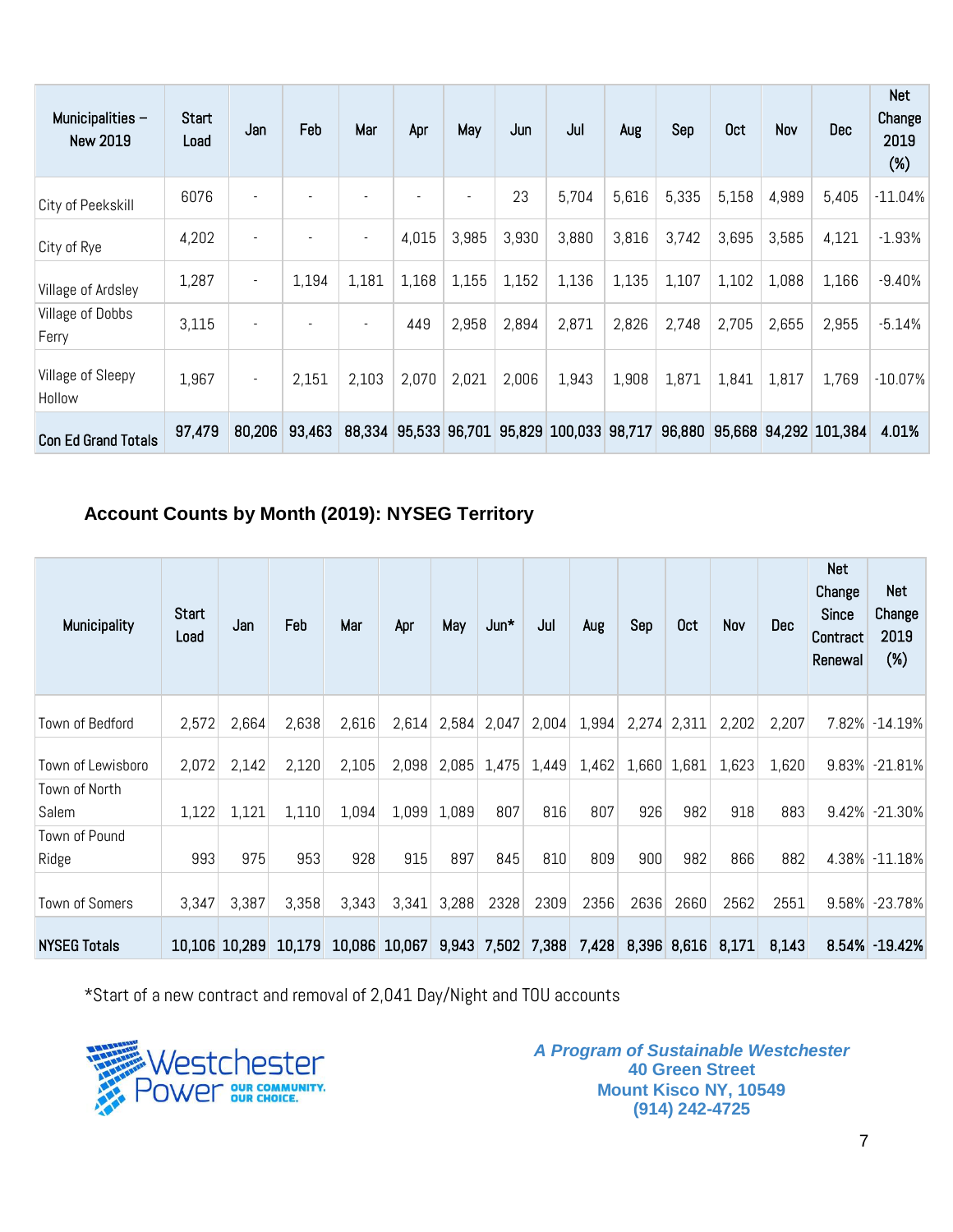| Municipalities – New 2019 | Start Load | Jan | Feb | Mar | Apr | May | Jun | Jul | Aug | Sep | Oct | Nov | Dec | Net Change 2019 (%) |
|---|---|---|---|---|---|---|---|---|---|---|---|---|---|---|
| City of Peekskill | 6076 | - | - | - | - | - | 23 | 5,704 | 5,616 | 5,335 | 5,158 | 4,989 | 5,405 | -11.04% |
| City of Rye | 4,202 | - | - | - | 4,015 | 3,985 | 3,930 | 3,880 | 3,816 | 3,742 | 3,695 | 3,585 | 4,121 | -1.93% |
| Village of Ardsley | 1,287 | - | 1,194 | 1,181 | 1,168 | 1,155 | 1,152 | 1,136 | 1,135 | 1,107 | 1,102 | 1,088 | 1,166 | -9.40% |
| Village of Dobbs Ferry | 3,115 | - | - | - | 449 | 2,958 | 2,894 | 2,871 | 2,826 | 2,748 | 2,705 | 2,655 | 2,955 | -5.14% |
| Village of Sleepy Hollow | 1,967 | - | 2,151 | 2,103 | 2,070 | 2,021 | 2,006 | 1,943 | 1,908 | 1,871 | 1,841 | 1,817 | 1,769 | -10.07% |
| **Con Ed Grand Totals** | **97,479** | **80,206** | **93,463** | **88,334** | **95,533** | **96,701** | **95,829** | **100,033** | **98,717** | **96,880** | **95,668** | **94,292** | **101,384** | **4.01%** |

### Account Counts by Month (2019): NYSEG Territory

| Municipality | Start Load | Jan | Feb | Mar | Apr | May | Jun* | Jul | Aug | Sep | Oct | Nov | Dec | Net Change Since Contract Renewal | Net Change 2019 (%) |
|---|---|---|---|---|---|---|---|---|---|---|---|---|---|---|---|
| Town of Bedford | 2,572 | 2,664 | 2,638 | 2,616 | 2,614 | 2,584 | 2,047 | 2,004 | 1,994 | 2,274 | 2,311 | 2,202 | 2,207 | 7.82% | -14.19% |
| Town of Lewisboro | 2,072 | 2,142 | 2,120 | 2,105 | 2,098 | 2,085 | 1,475 | 1,449 | 1,462 | 1,660 | 1,681 | 1,623 | 1,620 | 9.83% | -21.81% |
| Town of North Salem | 1,122 | 1,121 | 1,110 | 1,094 | 1,099 | 1,089 | 807 | 816 | 807 | 926 | 982 | 918 | 883 | 9.42% | -21.30% |
| Town of Pound Ridge | 993 | 975 | 953 | 928 | 915 | 897 | 845 | 810 | 809 | 900 | 982 | 866 | 882 | 4.38% | -11.18% |
| Town of Somers | 3,347 | 3,387 | 3,358 | 3,343 | 3,341 | 3,288 | 2328 | 2309 | 2356 | 2636 | 2660 | 2562 | 2551 | 9.58% | -23.78% |
| **NYSEG Totals** | **10,106** | **10,289** | **10,179** | **10,086** | **10,067** | **9,943** | **7,502** | **7,388** | **7,428** | **8,396** | **8,616** | **8,171** | **8,143** | **8.54%** | **-19.42%** |

*Start of a new contract and removal of 2,041 Day/Night and TOU accounts

Westchester Power OUR COMMUNITY. OUR CHOICE.

*A Program of Sustainable Westchester*
**40 Green Street**
**Mount Kisco NY, 10549**
**(914) 242-4725**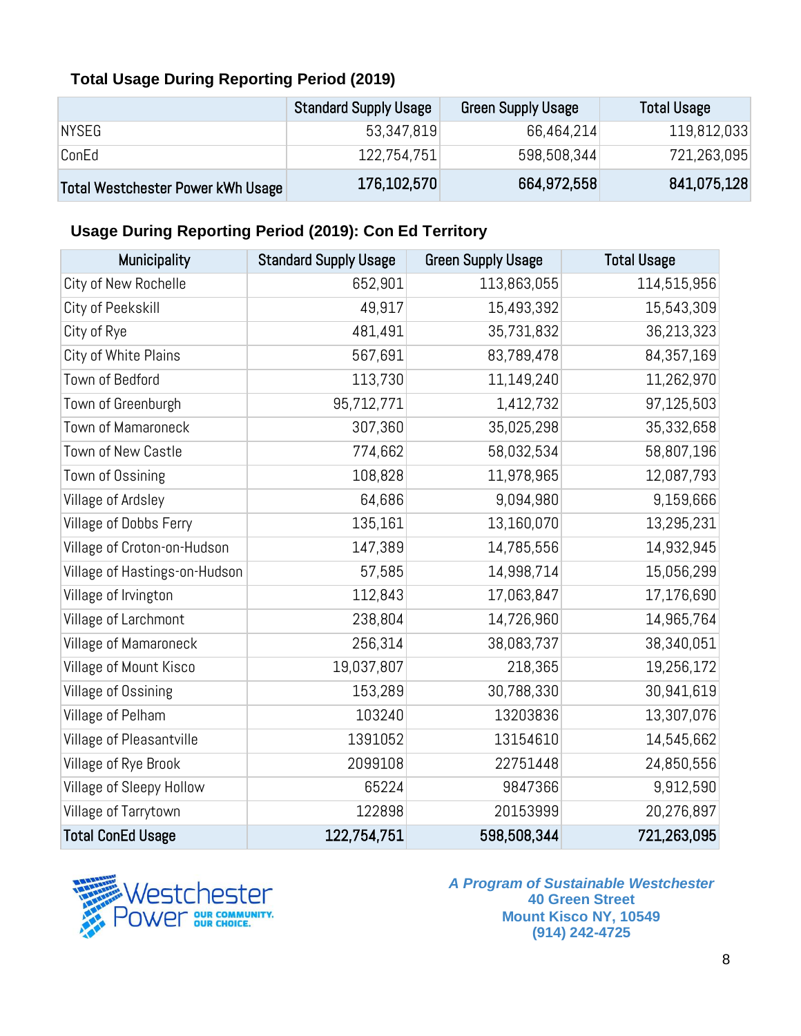### Total Usage During Reporting Period (2019)

| | Standard Supply Usage | Green Supply Usage | Total Usage |
|---|---|---|---|
| NYSEG | 53,347,819 | 66,464,214 | 119,812,033 |
| ConEd | 122,754,751 | 598,508,344 | 721,263,095 |
| **Total Westchester Power kWh Usage** | **176,102,570** | **664,972,558** | **841,075,128** |

### Usage During Reporting Period (2019): Con Ed Territory

| Municipality | Standard Supply Usage | Green Supply Usage | Total Usage |
|---|---|---|---|
| City of New Rochelle | 652,901 | 113,863,055 | 114,515,956 |
| City of Peekskill | 49,917 | 15,493,392 | 15,543,309 |
| City of Rye | 481,491 | 35,731,832 | 36,213,323 |
| City of White Plains | 567,691 | 83,789,478 | 84,357,169 |
| Town of Bedford | 113,730 | 11,149,240 | 11,262,970 |
| Town of Greenburgh | 95,712,771 | 1,412,732 | 97,125,503 |
| Town of Mamaroneck | 307,360 | 35,025,298 | 35,332,658 |
| Town of New Castle | 774,662 | 58,032,534 | 58,807,196 |
| Town of Ossining | 108,828 | 11,978,965 | 12,087,793 |
| Village of Ardsley | 64,686 | 9,094,980 | 9,159,666 |
| Village of Dobbs Ferry | 135,161 | 13,160,070 | 13,295,231 |
| Village of Croton-on-Hudson | 147,389 | 14,785,556 | 14,932,945 |
| Village of Hastings-on-Hudson | 57,585 | 14,998,714 | 15,056,299 |
| Village of Irvington | 112,843 | 17,063,847 | 17,176,690 |
| Village of Larchmont | 238,804 | 14,726,960 | 14,965,764 |
| Village of Mamaroneck | 256,314 | 38,083,737 | 38,340,051 |
| Village of Mount Kisco | 19,037,807 | 218,365 | 19,256,172 |
| Village of Ossining | 153,289 | 30,788,330 | 30,941,619 |
| Village of Pelham | 103240 | 13203836 | 13,307,076 |
| Village of Pleasantville | 1391052 | 13154610 | 14,545,662 |
| Village of Rye Brook | 2099108 | 22751448 | 24,850,556 |
| Village of Sleepy Hollow | 65224 | 9847366 | 9,912,590 |
| Village of Tarrytown | 122898 | 20153999 | 20,276,897 |
| **Total ConEd Usage** | **122,754,751** | **598,508,344** | **721,263,095** |

Westchester Power OUR COMMUNITY. OUR CHOICE.

*A Program of Sustainable Westchester*
40 Green Street
Mount Kisco NY, 10549
(914) 242-4725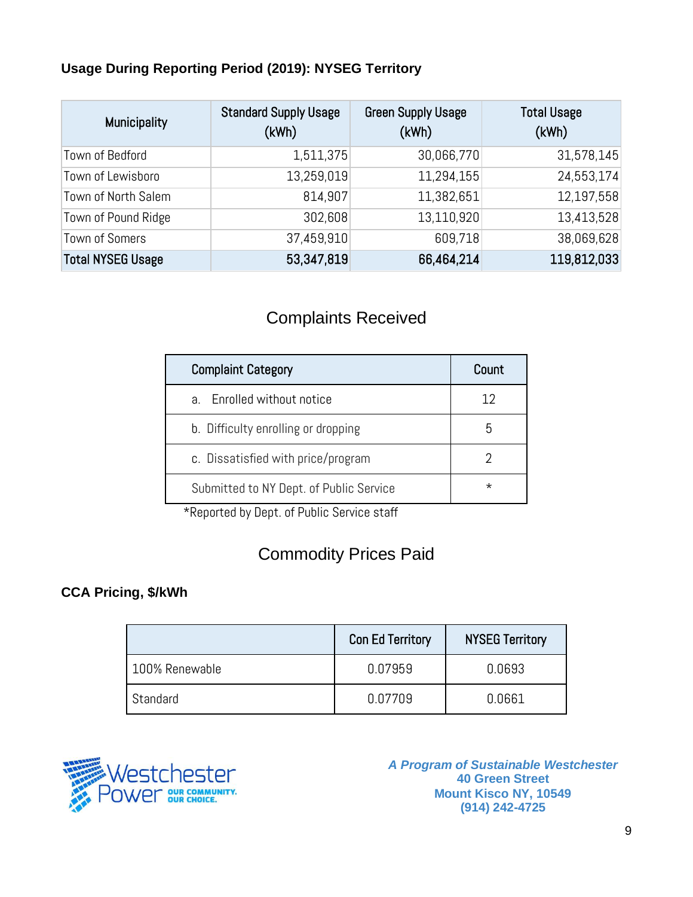### Usage During Reporting Period (2019): NYSEG Territory

| Municipality | Standard Supply Usage (kWh) | Green Supply Usage (kWh) | Total Usage (kWh) |
|---|---|---|---|
| Town of Bedford | 1,511,375 | 30,066,770 | 31,578,145 |
| Town of Lewisboro | 13,259,019 | 11,294,155 | 24,553,174 |
| Town of North Salem | 814,907 | 11,382,651 | 12,197,558 |
| Town of Pound Ridge | 302,608 | 13,110,920 | 13,413,528 |
| Town of Somers | 37,459,910 | 609,718 | 38,069,628 |
| **Total NYSEG Usage** | **53,347,819** | **66,464,214** | **119,812,033** |

## Complaints Received

| Complaint Category | Count |
|---|---|
| a. Enrolled without notice | 12 |
| b. Difficulty enrolling or dropping | 5 |
| c. Dissatisfied with price/program | 2 |
| Submitted to NY Dept. of Public Service | * |

*Reported by Dept. of Public Service staff

## Commodity Prices Paid

### CCA Pricing, $/kWh

| | Con Ed Territory | NYSEG Territory |
|---|---|---|
| 100% Renewable | 0.07959 | 0.0693 |
| Standard | 0.07709 | 0.0661 |

Westchester Power OUR COMMUNITY. OUR CHOICE.

*A Program of Sustainable Westchester*
**40 Green Street**
**Mount Kisco NY, 10549**
**(914) 242-4725**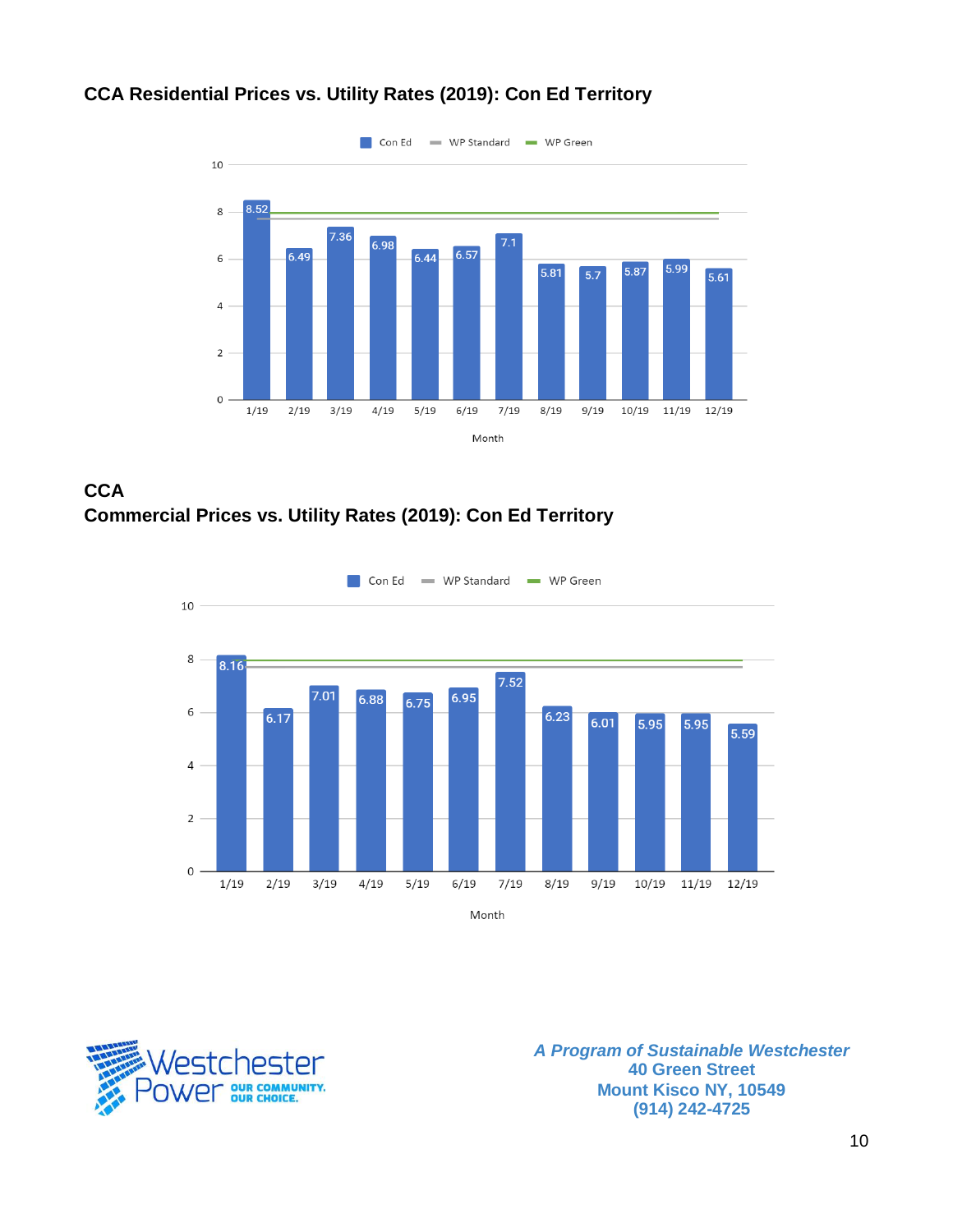## CCA Residential Prices vs. Utility Rates (2019): Con Ed Territory

Con Ed | WP Standard | WP Green

10
8
6
4
2
0

8.52 6.49 7.36 6.98 6.44 6.57 7.1 5.81 5.7 5.87 5.99 5.61

1/19 2/19 3/19 4/19 5/19 6/19 7/19 8/19 9/19 10/19 11/19 12/19

Month

## CCA
## Commercial Prices vs. Utility Rates (2019): Con Ed Territory

Con Ed | WP Standard | WP Green

10
8
6
4
2
0

8.16 6.17 7.01 6.88 6.75 6.95 7.52 6.23 6.01 5.95 5.95 5.59

1/19 2/19 3/19 4/19 5/19 6/19 7/19 8/19 9/19 10/19 11/19 12/19

Month

Westchester Power OUR COMMUNITY. OUR CHOICE.

*A Program of Sustainable Westchester*
**40 Green Street**
**Mount Kisco NY, 10549**
**(914) 242-4725**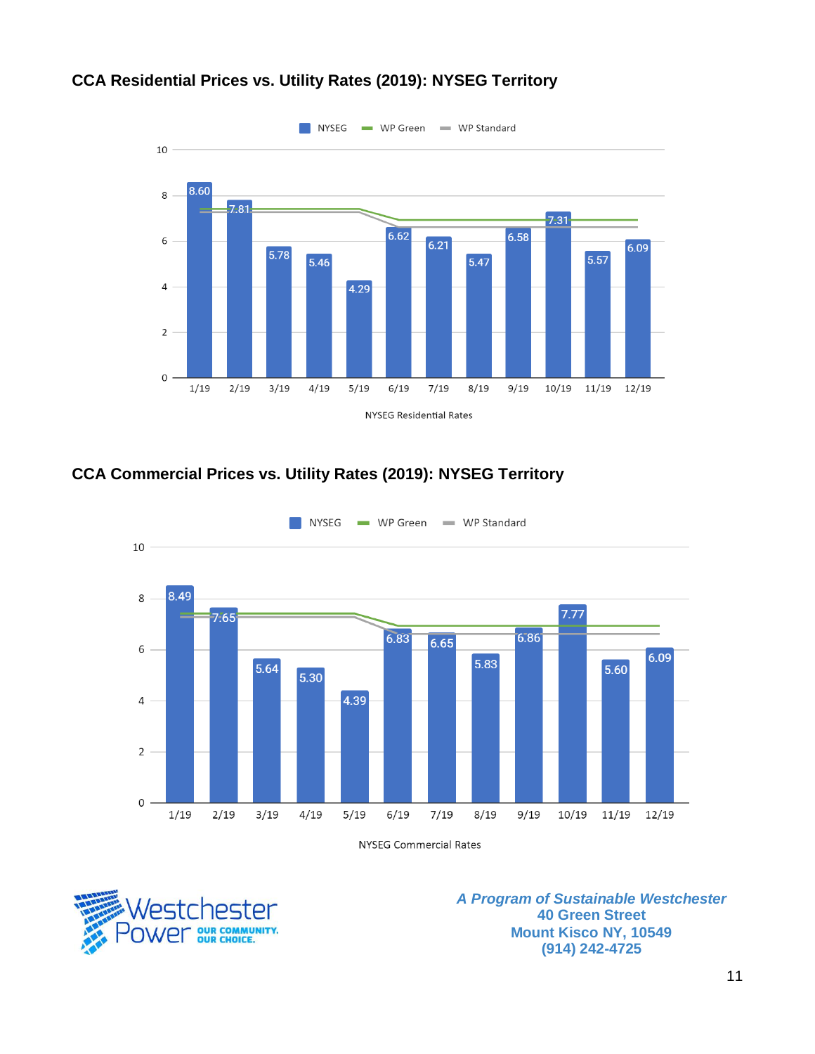## CCA Residential Prices vs. Utility Rates (2019): NYSEG Territory

NYSEG WP Green WP Standard

10
8
6
4
2
0

8.60 7.81 5.78 5.46 4.29 6.62 6.21 5.47 6.58 7.31 5.57 6.09

1/19 2/19 3/19 4/19 5/19 6/19 7/19 8/19 9/19 10/19 11/19 12/19

NYSEG Residential Rates

## CCA Commercial Prices vs. Utility Rates (2019): NYSEG Territory

NYSEG WP Green WP Standard

10
8
6
4
2
0

8.49 7.65 5.64 5.30 4.39 6.83 6.65 5.83 6.86 7.77 5.60 6.09

1/19 2/19 3/19 4/19 5/19 6/19 7/19 8/19 9/19 10/19 11/19 12/19

NYSEG Commercial Rates

Westchester Power OUR COMMUNITY. OUR CHOICE.

***A Program of Sustainable Westchester***
**40 Green Street**
**Mount Kisco NY, 10549**
**(914) 242-4725**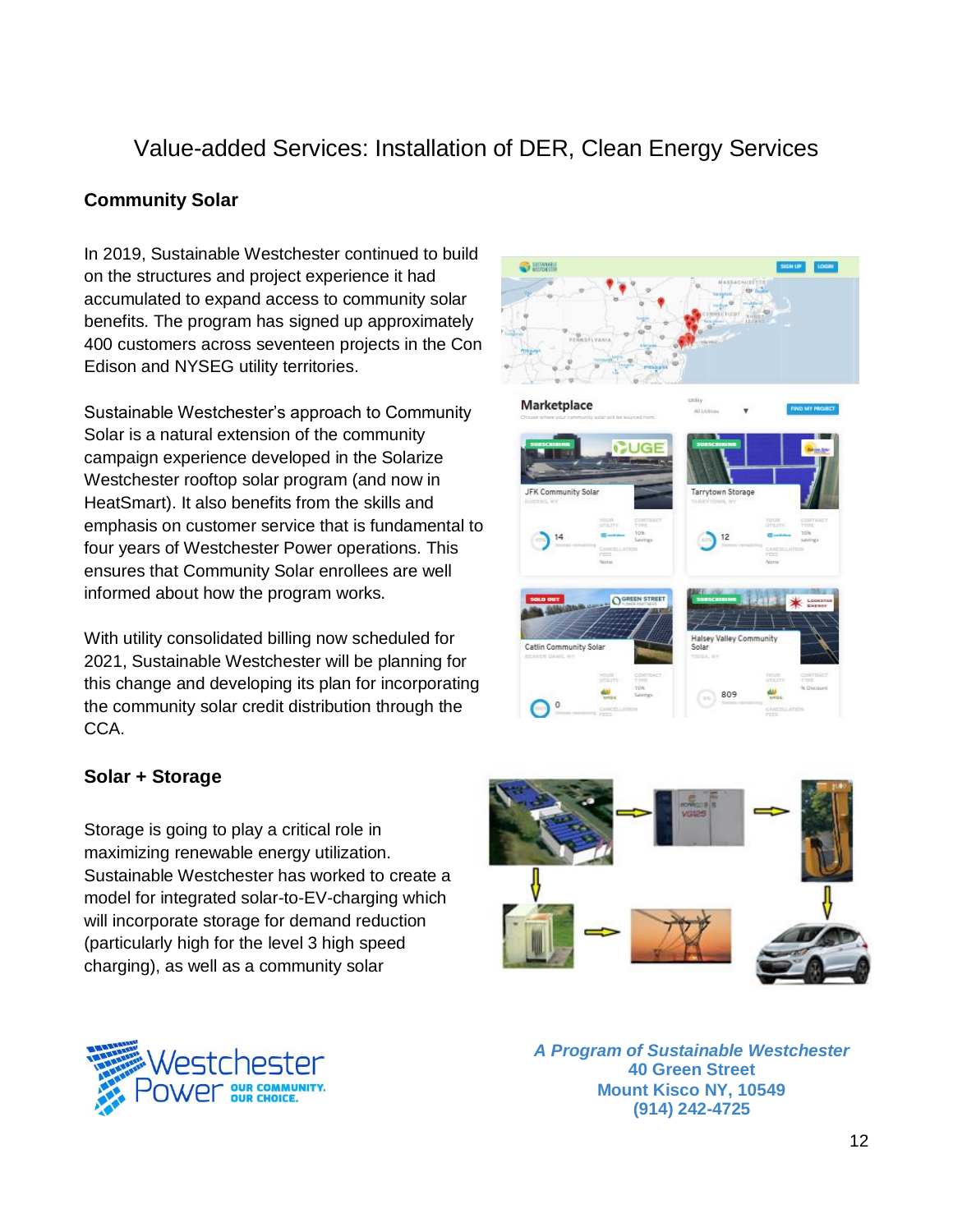# Value-added Services: Installation of DER, Clean Energy Services

## Community Solar

In 2019, Sustainable Westchester continued to build on the structures and project experience it had accumulated to expand access to community solar benefits. The program has signed up approximately 400 customers across seventeen projects in the Con Edison and NYSEG utility territories.

Sustainable Westchester's approach to Community Solar is a natural extension of the community campaign experience developed in the Solarize Westchester rooftop solar program (and now in HeatSmart). It also benefits from the skills and emphasis on customer service that is fundamental to four years of Westchester Power operations. This ensures that Community Solar enrollees are well informed about how the program works.

With utility consolidated billing now scheduled for 2021, Sustainable Westchester will be planning for this change and developing its plan for incorporating the community solar credit distribution through the CCA.

## Solar + Storage

Storage is going to play a critical role in maximizing renewable energy utilization. Sustainable Westchester has worked to create a model for integrated solar-to-EV-charging which will incorporate storage for demand reduction (particularly high for the level 3 high speed charging), as well as a community solar

Westchester Power OUR COMMUNITY. OUR CHOICE.

*A Program of Sustainable Westchester*
**40 Green Street**
**Mount Kisco NY, 10549**
**(914) 242-4725**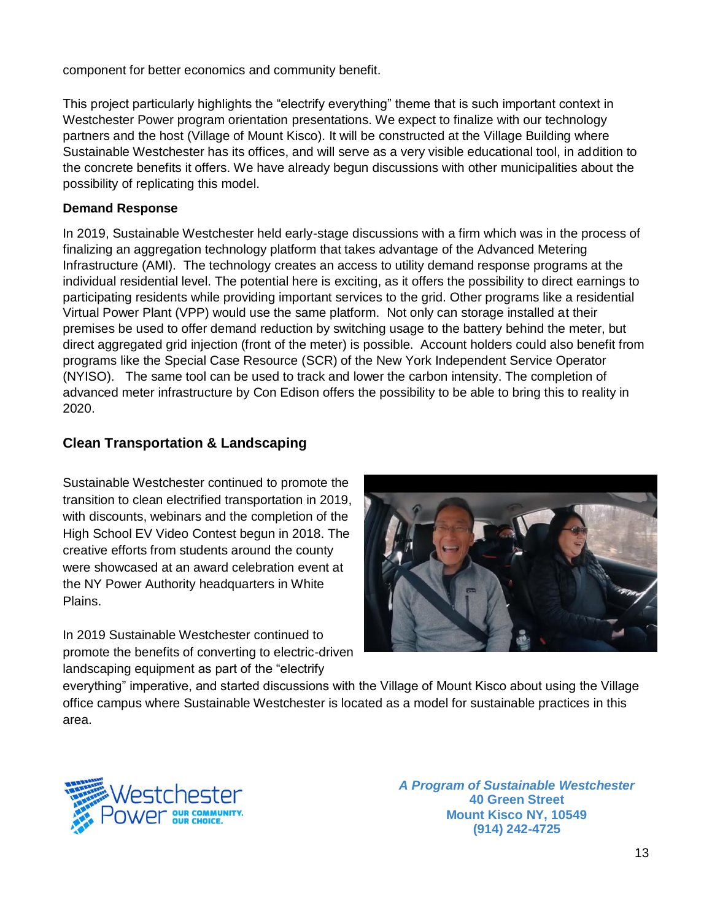component for better economics and community benefit.

This project particularly highlights the "electrify everything" theme that is such important context in Westchester Power program orientation presentations. We expect to finalize with our technology partners and the host (Village of Mount Kisco). It will be constructed at the Village Building where Sustainable Westchester has its offices, and will serve as a very visible educational tool, in addition to the concrete benefits it offers. We have already begun discussions with other municipalities about the possibility of replicating this model.

**Demand Response**

In 2019, Sustainable Westchester held early-stage discussions with a firm which was in the process of finalizing an aggregation technology platform that takes advantage of the Advanced Metering Infrastructure (AMI). The technology creates an access to utility demand response programs at the individual residential level. The potential here is exciting, as it offers the possibility to direct earnings to participating residents while providing important services to the grid. Other programs like a residential Virtual Power Plant (VPP) would use the same platform. Not only can storage installed at their premises be used to offer demand reduction by switching usage to the battery behind the meter, but direct aggregated grid injection (front of the meter) is possible. Account holders could also benefit from programs like the Special Case Resource (SCR) of the New York Independent Service Operator (NYISO). The same tool can be used to track and lower the carbon intensity. The completion of advanced meter infrastructure by Con Edison offers the possibility to be able to bring this to reality in 2020.

## Clean Transportation & Landscaping

Sustainable Westchester continued to promote the transition to clean electrified transportation in 2019, with discounts, webinars and the completion of the High School EV Video Contest begun in 2018. The creative efforts from students around the county were showcased at an award celebration event at the NY Power Authority headquarters in White Plains.

In 2019 Sustainable Westchester continued to promote the benefits of converting to electric-driven landscaping equipment as part of the "electrify everything" imperative, and started discussions with the Village of Mount Kisco about using the Village office campus where Sustainable Westchester is located as a model for sustainable practices in this area.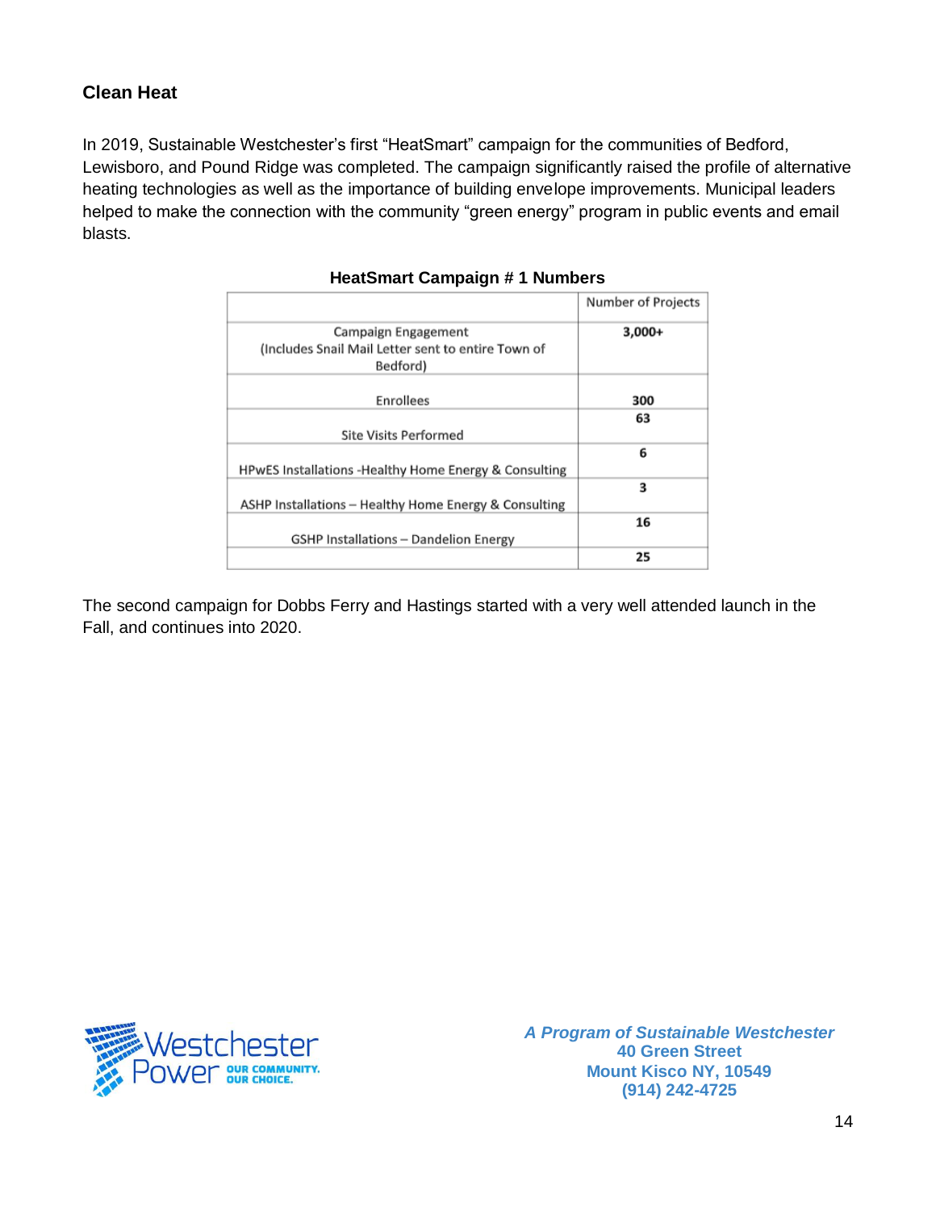### Clean Heat

In 2019, Sustainable Westchester's first "HeatSmart" campaign for the communities of Bedford, Lewisboro, and Pound Ridge was completed. The campaign significantly raised the profile of alternative heating technologies as well as the importance of building envelope improvements. Municipal leaders helped to make the connection with the community "green energy" program in public events and email blasts.

**HeatSmart Campaign # 1 Numbers**

| | Number of Projects |
|---|---|
| Campaign Engagement (Includes Snail Mail Letter sent to entire Town of Bedford) | **3,000+** |
| Enrollees | **300** |
| Site Visits Performed | **63** |
| HPwES Installations -Healthy Home Energy & Consulting | **6** |
| ASHP Installations – Healthy Home Energy & Consulting | **3** |
| GSHP Installations – Dandelion Energy | **16** |
| | **25** |

The second campaign for Dobbs Ferry and Hastings started with a very well attended launch in the Fall, and continues into 2020.

Westchester Power OUR COMMUNITY. OUR CHOICE.

*A Program of Sustainable Westchester*
**40 Green Street**
**Mount Kisco NY, 10549**
**(914) 242-4725**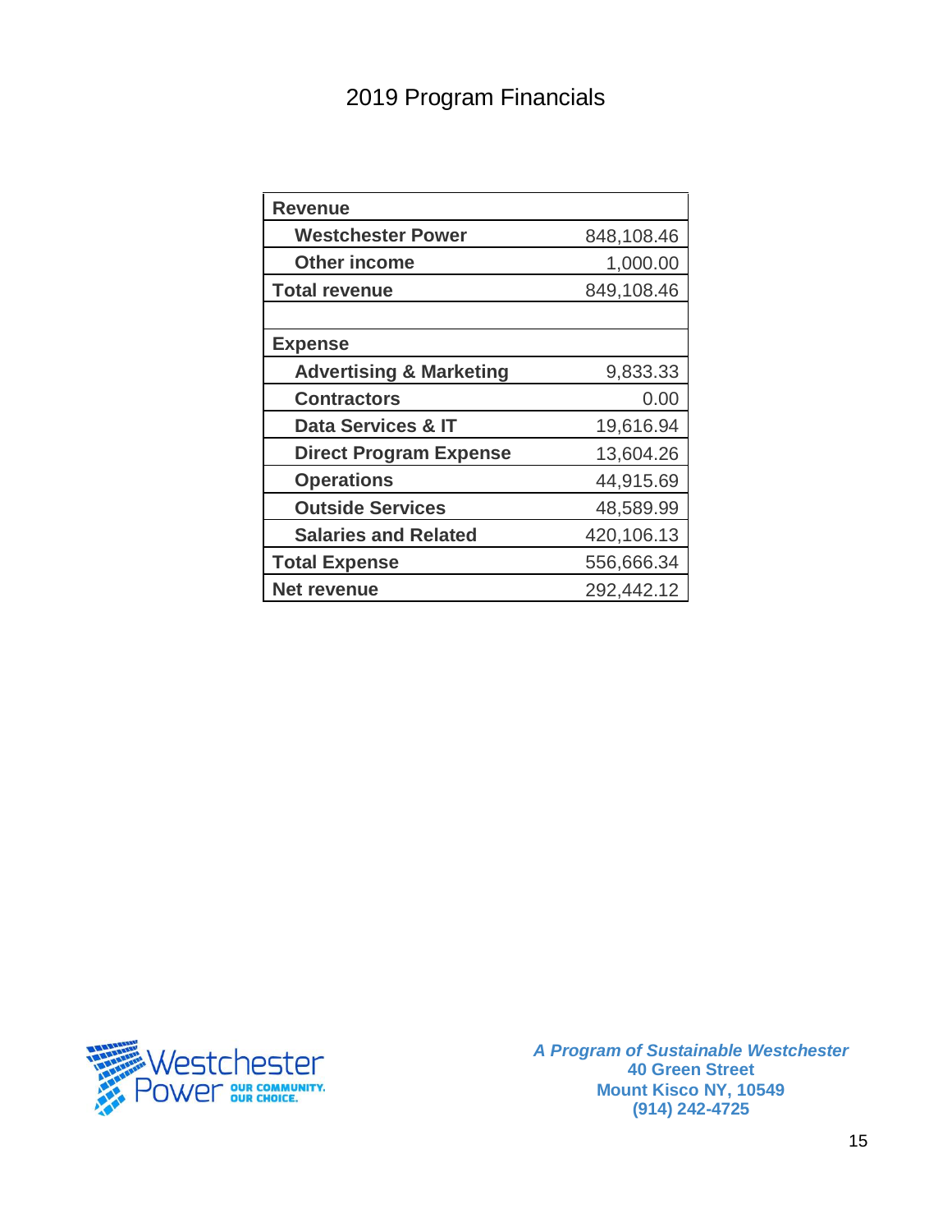# 2019 Program Financials

| | |
|---|---|
| **Revenue** | |
| **Westchester Power** | 848,108.46 |
| **Other income** | 1,000.00 |
| **Total revenue** | 849,108.46 |
| | |
| **Expense** | |
| **Advertising & Marketing** | 9,833.33 |
| **Contractors** | 0.00 |
| **Data Services & IT** | 19,616.94 |
| **Direct Program Expense** | 13,604.26 |
| **Operations** | 44,915.69 |
| **Outside Services** | 48,589.99 |
| **Salaries and Related** | 420,106.13 |
| **Total Expense** | 556,666.34 |
| **Net revenue** | 292,442.12 |

Westchester Power OUR COMMUNITY. OUR CHOICE.

***A Program of Sustainable Westchester***
**40 Green Street**
**Mount Kisco NY, 10549**
**(914) 242-4725**